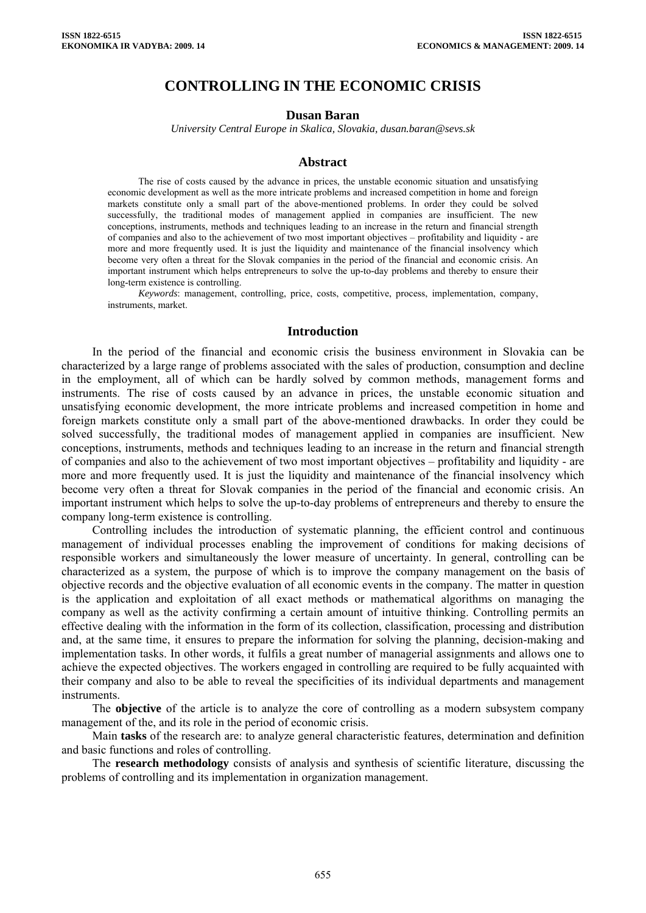# CONTROLLING IN THE ECONOMIC CRISIS

**Dusan Baran**

*University Central Europe in Skalica, Slovakia, dusan.baran@sevs.sk*

## Abstract

The rise of costs caused by the advance in prices, the unstable economic situation and unsatisfying economic development as well as the more intricate problems and increased competition in home and foreign markets constitute only a small part of the above-mentioned problems. In order they could be solved successfully, the traditional modes of management applied in companies are insufficient. The new conceptions, instruments, methods and techniques leading to an increase in the return and financial strength of companies and also to the achievement of two most important objectives – profitability and liquidity - are more and more frequently used. It is just the liquidity and maintenance of the financial insolvency which become very often a threat for the Slovak companies in the period of the financial and economic crisis. An important instrument which helps entrepreneurs to solve the up-to-day problems and thereby to ensure their long-term existence is controlling.

*Keywords*: management, controlling, price, costs, competitive, process, implementation, company, instruments, market.

## Introduction

In the period of the financial and economic crisis the business environment in Slovakia can be characterized by a large range of problems associated with the sales of production, consumption and decline in the employment, all of which can be hardly solved by common methods, management forms and instruments. The rise of costs caused by an advance in prices, the unstable economic situation and unsatisfying economic development, the more intricate problems and increased competition in home and foreign markets constitute only a small part of the above-mentioned drawbacks. In order they could be solved successfully, the traditional modes of management applied in companies are insufficient. New conceptions, instruments, methods and techniques leading to an increase in the return and financial strength of companies and also to the achievement of two most important objectives – profitability and liquidity - are more and more frequently used. It is just the liquidity and maintenance of the financial insolvency which become very often a threat for Slovak companies in the period of the financial and economic crisis. An important instrument which helps to solve the up-to-day problems of entrepreneurs and thereby to ensure the company long-term existence is controlling.

Controlling includes the introduction of systematic planning, the efficient control and continuous management of individual processes enabling the improvement of conditions for making decisions of responsible workers and simultaneously the lower measure of uncertainty. In general, controlling can be characterized as a system, the purpose of which is to improve the company management on the basis of objective records and the objective evaluation of all economic events in the company. The matter in question is the application and exploitation of all exact methods or mathematical algorithms on managing the company as well as the activity confirming a certain amount of intuitive thinking. Controlling permits an effective dealing with the information in the form of its collection, classification, processing and distribution and, at the same time, it ensures to prepare the information for solving the planning, decision-making and implementation tasks. In other words, it fulfils a great number of managerial assignments and allows one to achieve the expected objectives. The workers engaged in controlling are required to be fully acquainted with their company and also to be able to reveal the specificities of its individual departments and management instruments.

The **objective** of the article is to analyze the core of controlling as a modern subsystem company management of the, and its role in the period of economic crisis.

Main **tasks** of the research are: to analyze general characteristic features, determination and definition and basic functions and roles of controlling.

The **research methodology** consists of analysis and synthesis of scientific literature, discussing the problems of controlling and its implementation in organization management.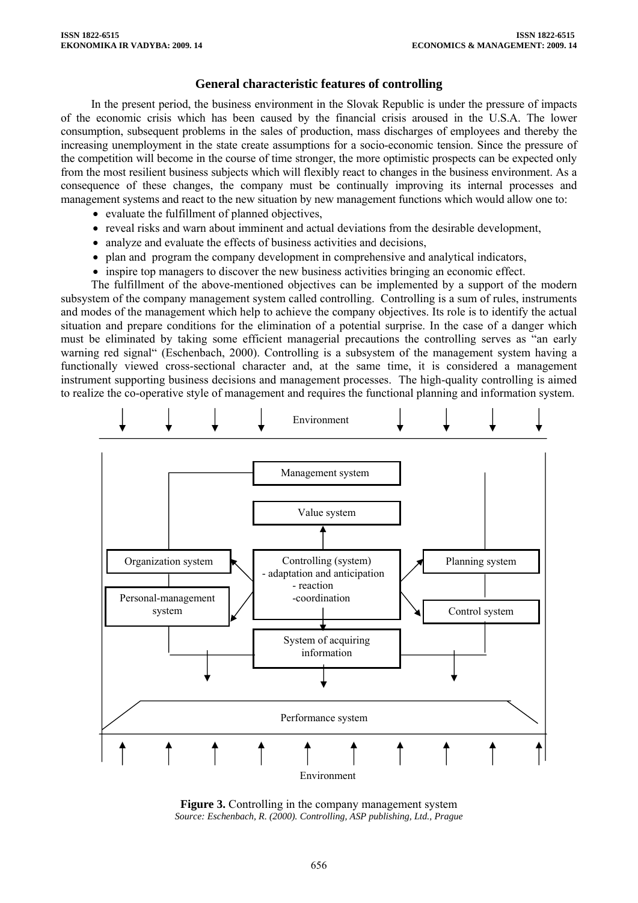## General characteristic features of controlling

In the present period, the business environment in the Slovak Republic is under the pressure of impacts of the economic crisis which has been caused by the financial crisis aroused in the U.S.A. The lower consumption, subsequent problems in the sales of production, mass discharges of employees and thereby the increasing unemployment in the state create assumptions for a socio-economic tension. Since the pressure of the competition will become in the course of time stronger, the more optimistic prospects can be expected only from the most resilient business subjects which will flexibly react to changes in the business environment. As a consequence of these changes, the company must be continually improving its internal processes and management systems and react to the new situation by new management functions which would allow one to:

- evaluate the fulfillment of planned objectives,
- reveal risks and warn about imminent and actual deviations from the desirable development,
- analyze and evaluate the effects of business activities and decisions,
- plan and program the company development in comprehensive and analytical indicators,
- inspire top managers to discover the new business activities bringing an economic effect.

The fulfillment of the above-mentioned objectives can be implemented by a support of the modern subsystem of the company management system called controlling. Controlling is a sum of rules, instruments and modes of the management which help to achieve the company objectives. Its role is to identify the actual situation and prepare conditions for the elimination of a potential surprise. In the case of a danger which must be eliminated by taking some efficient managerial precautions the controlling serves as "an early warning red signal" (Eschenbach, 2000). Controlling is a subsystem of the management system having a functionally viewed cross-sectional character and, at the same time, it is considered a management instrument supporting business decisions and management processes. The high-quality controlling is aimed to realize the co-operative style of management and requires the functional planning and information system.

Environment

Management system

Value system

Organization system

Controlling (system)
- adaptation and anticipation
- reaction
- coordination

Planning system

Personal-management system

Control system

System of acquiring information

Performance system

Environment

**Figure 3.** Controlling in the company management system
*Source: Eschenbach, R. (2000). Controlling, ASP publishing, Ltd., Prague*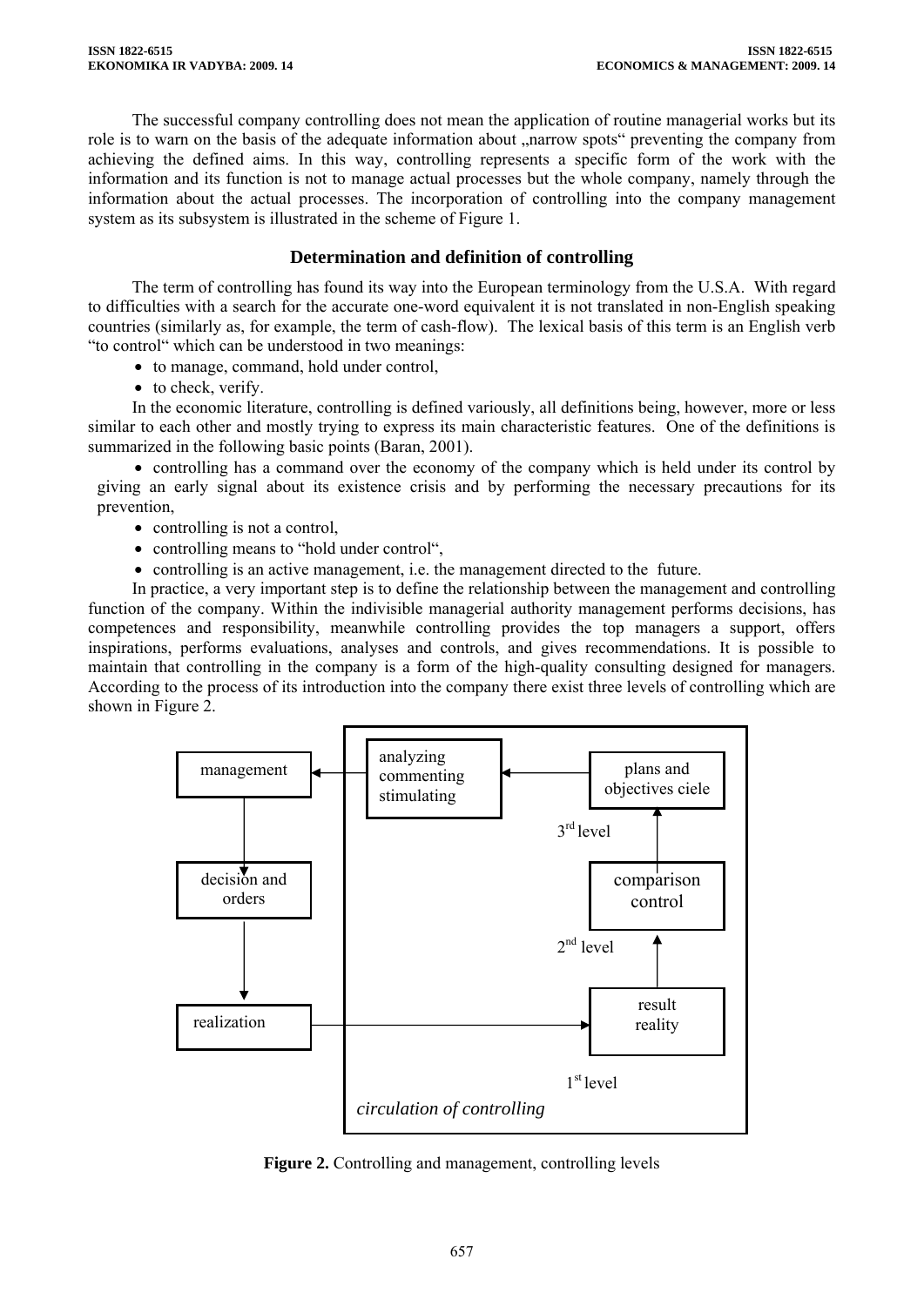The successful company controlling does not mean the application of routine managerial works but its role is to warn on the basis of the adequate information about „narrow spots" preventing the company from achieving the defined aims. In this way, controlling represents a specific form of the work with the information and its function is not to manage actual processes but the whole company, namely through the information about the actual processes. The incorporation of controlling into the company management system as its subsystem is illustrated in the scheme of Figure 1.

## Determination and definition of controlling

The term of controlling has found its way into the European terminology from the U.S.A. With regard to difficulties with a search for the accurate one-word equivalent it is not translated in non-English speaking countries (similarly as, for example, the term of cash-flow). The lexical basis of this term is an English verb "to control" which can be understood in two meanings:

- to manage, command, hold under control,
- to check, verify.

In the economic literature, controlling is defined variously, all definitions being, however, more or less similar to each other and mostly trying to express its main characteristic features. One of the definitions is summarized in the following basic points (Baran, 2001).

- controlling has a command over the economy of the company which is held under its control by giving an early signal about its existence crisis and by performing the necessary precautions for its prevention,
- controlling is not a control,
- controlling means to "hold under control",
- controlling is an active management, i.e. the management directed to the future.

In practice, a very important step is to define the relationship between the management and controlling function of the company. Within the indivisible managerial authority management performs decisions, has competences and responsibility, meanwhile controlling provides the top managers a support, offers inspirations, performs evaluations, analyses and controls, and gives recommendations. It is possible to maintain that controlling in the company is a form of the high-quality consulting designed for managers. According to the process of its introduction into the company there exist three levels of controlling which are shown in Figure 2.

management | analyzing commenting stimulating | plans and objectives ciele | 3rd level | decision and orders | comparison control | 2nd level | realization | result reality | 1st level | *circulation of controlling*

**Figure 2.** Controlling and management, controlling levels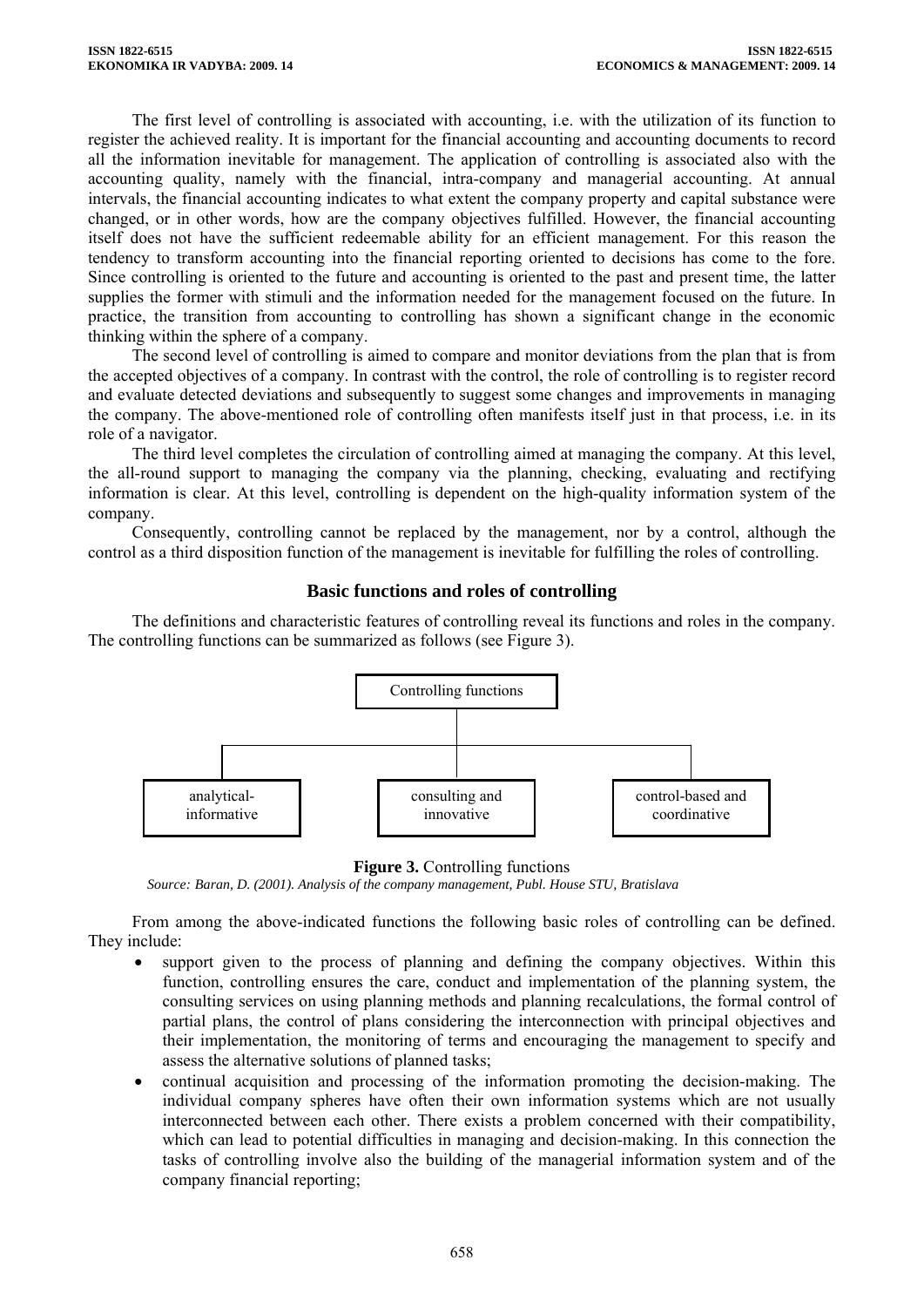The first level of controlling is associated with accounting, i.e. with the utilization of its function to register the achieved reality. It is important for the financial accounting and accounting documents to record all the information inevitable for management. The application of controlling is associated also with the accounting quality, namely with the financial, intra-company and managerial accounting. At annual intervals, the financial accounting indicates to what extent the company property and capital substance were changed, or in other words, how are the company objectives fulfilled. However, the financial accounting itself does not have the sufficient redeemable ability for an efficient management. For this reason the tendency to transform accounting into the financial reporting oriented to decisions has come to the fore. Since controlling is oriented to the future and accounting is oriented to the past and present time, the latter supplies the former with stimuli and the information needed for the management focused on the future. In practice, the transition from accounting to controlling has shown a significant change in the economic thinking within the sphere of a company.

The second level of controlling is aimed to compare and monitor deviations from the plan that is from the accepted objectives of a company. In contrast with the control, the role of controlling is to register record and evaluate detected deviations and subsequently to suggest some changes and improvements in managing the company. The above-mentioned role of controlling often manifests itself just in that process, i.e. in its role of a navigator.

The third level completes the circulation of controlling aimed at managing the company. At this level, the all-round support to managing the company via the planning, checking, evaluating and rectifying information is clear. At this level, controlling is dependent on the high-quality information system of the company.

Consequently, controlling cannot be replaced by the management, nor by a control, although the control as a third disposition function of the management is inevitable for fulfilling the roles of controlling.

## Basic functions and roles of controlling

The definitions and characteristic features of controlling reveal its functions and roles in the company. The controlling functions can be summarized as follows (see Figure 3).

Controlling functions

analytical-informative | consulting and innovative | control-based and coordinative

**Figure 3.** Controlling functions

*Source: Baran, D. (2001). Analysis of the company management, Publ. House STU, Bratislava*

From among the above-indicated functions the following basic roles of controlling can be defined. They include:

- support given to the process of planning and defining the company objectives. Within this function, controlling ensures the care, conduct and implementation of the planning system, the consulting services on using planning methods and planning recalculations, the formal control of partial plans, the control of plans considering the interconnection with principal objectives and their implementation, the monitoring of terms and encouraging the management to specify and assess the alternative solutions of planned tasks;
- continual acquisition and processing of the information promoting the decision-making. The individual company spheres have often their own information systems which are not usually interconnected between each other. There exists a problem concerned with their compatibility, which can lead to potential difficulties in managing and decision-making. In this connection the tasks of controlling involve also the building of the managerial information system and of the company financial reporting;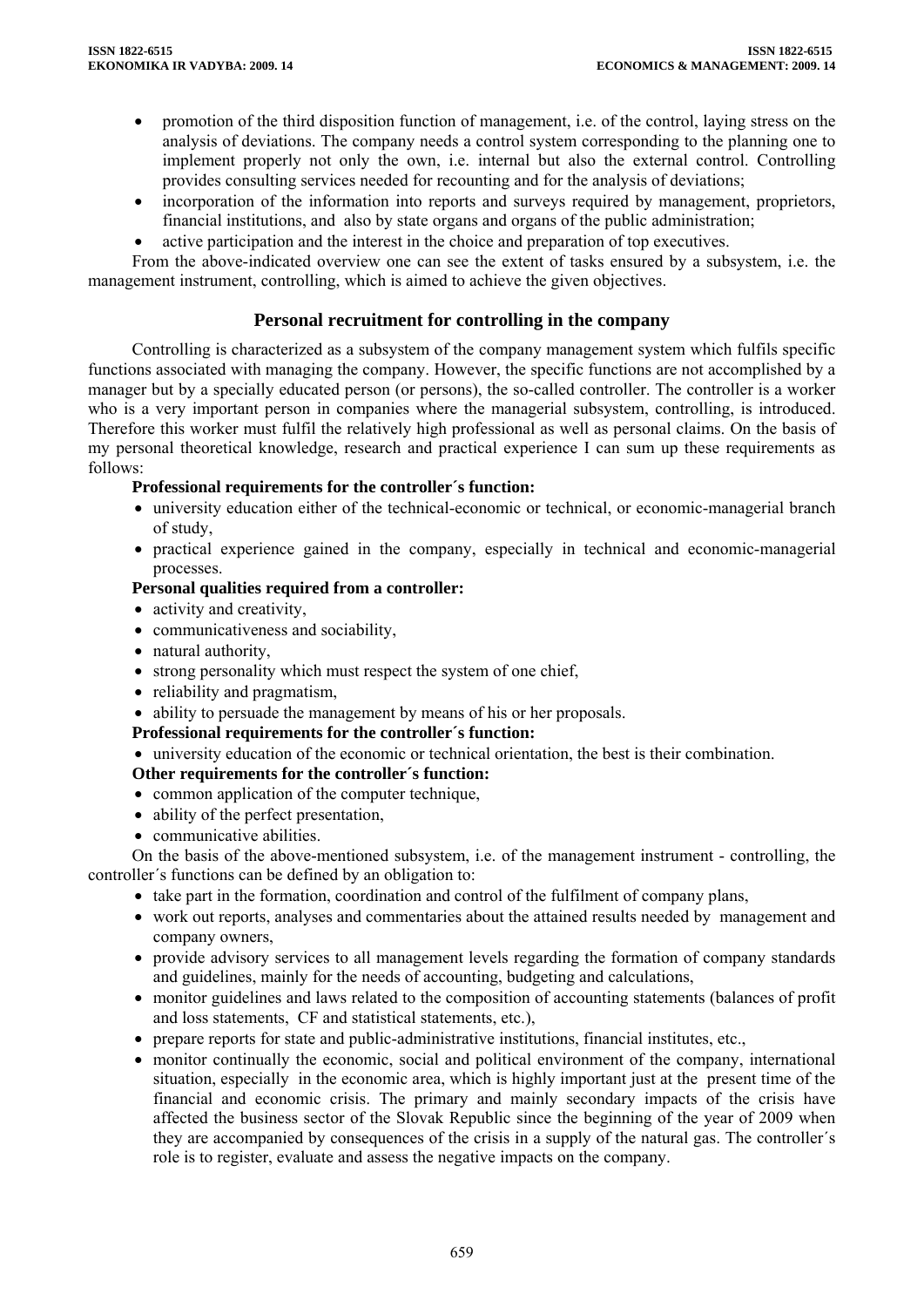- promotion of the third disposition function of management, i.e. of the control, laying stress on the analysis of deviations. The company needs a control system corresponding to the planning one to implement properly not only the own, i.e. internal but also the external control. Controlling provides consulting services needed for recounting and for the analysis of deviations;
- incorporation of the information into reports and surveys required by management, proprietors, financial institutions, and also by state organs and organs of the public administration;
- active participation and the interest in the choice and preparation of top executives.

From the above-indicated overview one can see the extent of tasks ensured by a subsystem, i.e. the management instrument, controlling, which is aimed to achieve the given objectives.

## Personal recruitment for controlling in the company

Controlling is characterized as a subsystem of the company management system which fulfils specific functions associated with managing the company. However, the specific functions are not accomplished by a manager but by a specially educated person (or persons), the so-called controller. The controller is a worker who is a very important person in companies where the managerial subsystem, controlling, is introduced. Therefore this worker must fulfil the relatively high professional as well as personal claims. On the basis of my personal theoretical knowledge, research and practical experience I can sum up these requirements as follows:

**Professional requirements for the controller´s function:**

- university education either of the technical-economic or technical, or economic-managerial branch of study,
- practical experience gained in the company, especially in technical and economic-managerial processes.

**Personal qualities required from a controller:**

- activity and creativity,
- communicativeness and sociability,
- natural authority,
- strong personality which must respect the system of one chief,
- reliability and pragmatism,
- ability to persuade the management by means of his or her proposals.

**Professional requirements for the controller´s function:**

- university education of the economic or technical orientation, the best is their combination.

**Other requirements for the controller´s function:**

- common application of the computer technique,
- ability of the perfect presentation,
- communicative abilities.

On the basis of the above-mentioned subsystem, i.e. of the management instrument - controlling, the controller´s functions can be defined by an obligation to:

- take part in the formation, coordination and control of the fulfilment of company plans,
- work out reports, analyses and commentaries about the attained results needed by management and company owners,
- provide advisory services to all management levels regarding the formation of company standards and guidelines, mainly for the needs of accounting, budgeting and calculations,
- monitor guidelines and laws related to the composition of accounting statements (balances of profit and loss statements, CF and statistical statements, etc.),
- prepare reports for state and public-administrative institutions, financial institutes, etc.,
- monitor continually the economic, social and political environment of the company, international situation, especially in the economic area, which is highly important just at the present time of the financial and economic crisis. The primary and mainly secondary impacts of the crisis have affected the business sector of the Slovak Republic since the beginning of the year of 2009 when they are accompanied by consequences of the crisis in a supply of the natural gas. The controller´s role is to register, evaluate and assess the negative impacts on the company.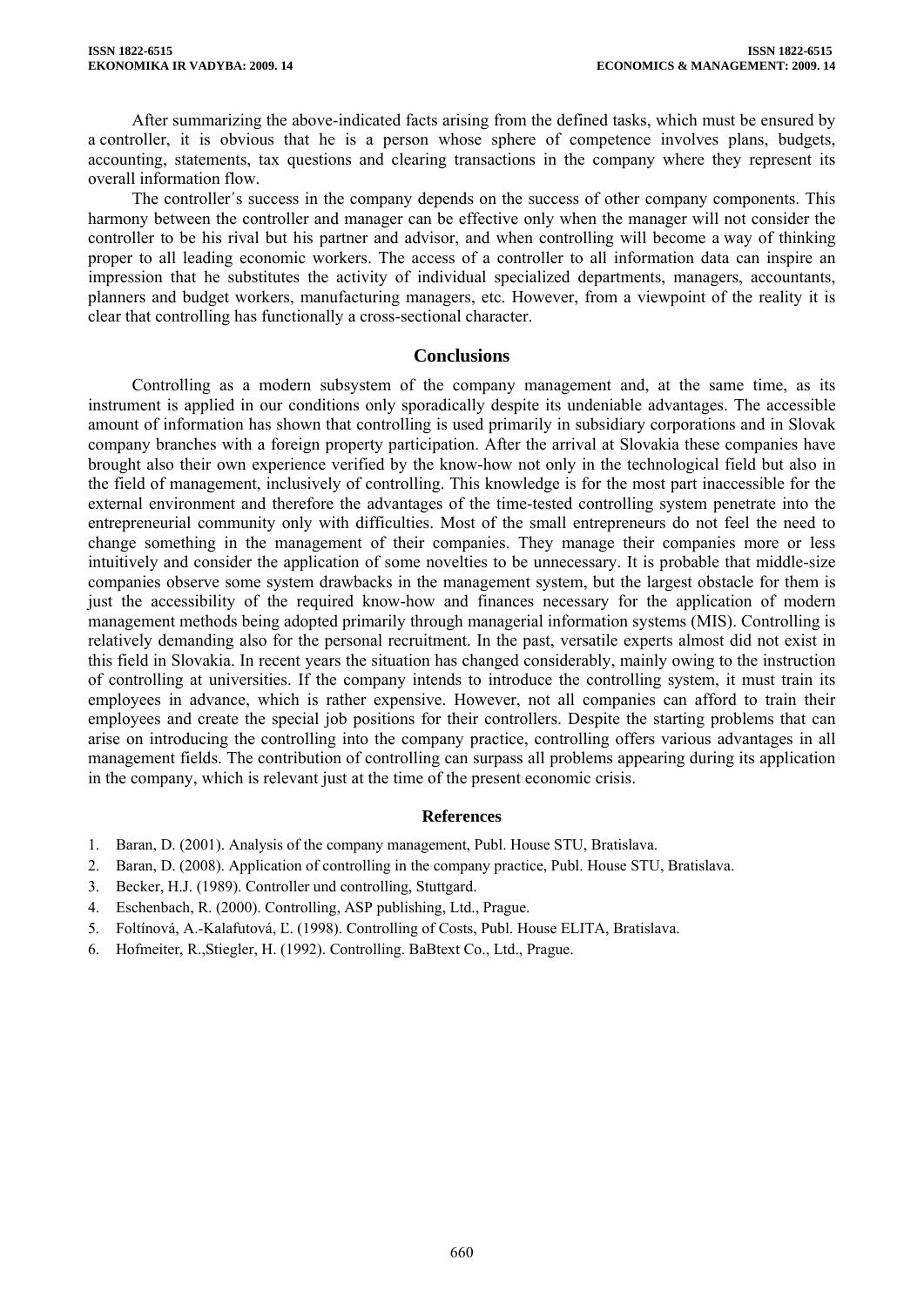After summarizing the above-indicated facts arising from the defined tasks, which must be ensured by a controller, it is obvious that he is a person whose sphere of competence involves plans, budgets, accounting, statements, tax questions and clearing transactions in the company where they represent its overall information flow.

The controller´s success in the company depends on the success of other company components. This harmony between the controller and manager can be effective only when the manager will not consider the controller to be his rival but his partner and advisor, and when controlling will become a way of thinking proper to all leading economic workers. The access of a controller to all information data can inspire an impression that he substitutes the activity of individual specialized departments, managers, accountants, planners and budget workers, manufacturing managers, etc. However, from a viewpoint of the reality it is clear that controlling has functionally a cross-sectional character.

## Conclusions

Controlling as a modern subsystem of the company management and, at the same time, as its instrument is applied in our conditions only sporadically despite its undeniable advantages. The accessible amount of information has shown that controlling is used primarily in subsidiary corporations and in Slovak company branches with a foreign property participation. After the arrival at Slovakia these companies have brought also their own experience verified by the know-how not only in the technological field but also in the field of management, inclusively of controlling. This knowledge is for the most part inaccessible for the external environment and therefore the advantages of the time-tested controlling system penetrate into the entrepreneurial community only with difficulties. Most of the small entrepreneurs do not feel the need to change something in the management of their companies. They manage their companies more or less intuitively and consider the application of some novelties to be unnecessary. It is probable that middle-size companies observe some system drawbacks in the management system, but the largest obstacle for them is just the accessibility of the required know-how and finances necessary for the application of modern management methods being adopted primarily through managerial information systems (MIS). Controlling is relatively demanding also for the personal recruitment. In the past, versatile experts almost did not exist in this field in Slovakia. In recent years the situation has changed considerably, mainly owing to the instruction of controlling at universities. If the company intends to introduce the controlling system, it must train its employees in advance, which is rather expensive. However, not all companies can afford to train their employees and create the special job positions for their controllers. Despite the starting problems that can arise on introducing the controlling into the company practice, controlling offers various advantages in all management fields. The contribution of controlling can surpass all problems appearing during its application in the company, which is relevant just at the time of the present economic crisis.

### References

1. Baran, D. (2001). Analysis of the company management, Publ. House STU, Bratislava.
2. Baran, D. (2008). Application of controlling in the company practice, Publ. House STU, Bratislava.
3. Becker, H.J. (1989). Controller und controlling, Stuttgard.
4. Eschenbach, R. (2000). Controlling, ASP publishing, Ltd., Prague.
5. Foltínová, A.-Kalafutová, Ľ. (1998). Controlling of Costs, Publ. House ELITA, Bratislava.
6. Hofmeiter, R.,Stiegler, H. (1992). Controlling. BaBtext Co., Ltd., Prague.